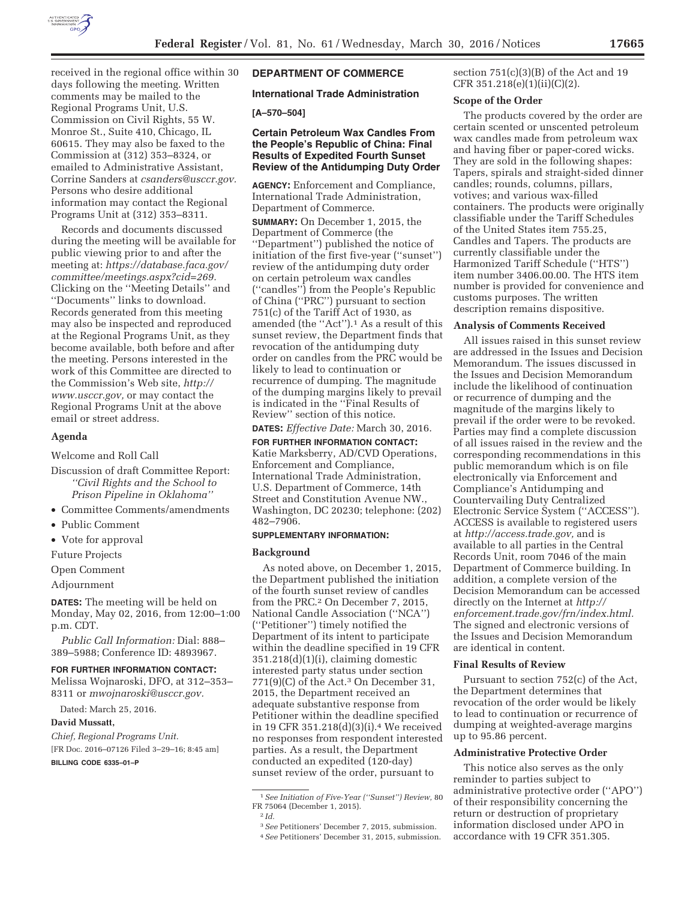received in the regional office within 30 days following the meeting. Written comments may be mailed to the Regional Programs Unit, U.S. Commission on Civil Rights, 55 W. Monroe St., Suite 410, Chicago, IL 60615. They may also be faxed to the Commission at (312) 353–8324, or emailed to Administrative Assistant, Corrine Sanders at *csanders@usccr.gov.* Persons who desire additional information may contact the Regional Programs Unit at (312) 353–8311.

Records and documents discussed during the meeting will be available for public viewing prior to and after the meeting at: *https://database.faca.gov/committee/meetings.aspx?cid=269.* Clicking on the ''Meeting Details'' and ''Documents'' links to download. Records generated from this meeting may also be inspected and reproduced at the Regional Programs Unit, as they become available, both before and after the meeting. Persons interested in the work of this Committee are directed to the Commission's Web site, *http://www.usccr.gov,* or may contact the Regional Programs Unit at the above email or street address.

## Agenda

Welcome and Roll Call

Discussion of draft Committee Report: *''Civil Rights and the School to Prison Pipeline in Oklahoma''*

- Committee Comments/amendments
- Public Comment
- Vote for approval

Future Projects

Open Comment

Adjournment

**DATES:** The meeting will be held on Monday, May 02, 2016, from 12:00–1:00 p.m. CDT.

*Public Call Information:* Dial: 888–389–5988; Conference ID: 4893967.

**FOR FURTHER INFORMATION CONTACT:** Melissa Wojnaroski, DFO, at 312–353–8311 or *mwojnaroski@usccr.gov.*

Dated: March 25, 2016.

**David Mussatt,**

*Chief, Regional Programs Unit.*

[FR Doc. 2016–07126 Filed 3–29–16; 8:45 am]

**BILLING CODE 6335–01–P**

## DEPARTMENT OF COMMERCE

### International Trade Administration

**[A–570–504]**

### Certain Petroleum Wax Candles From the People's Republic of China: Final Results of Expedited Fourth Sunset Review of the Antidumping Duty Order

**AGENCY:** Enforcement and Compliance, International Trade Administration, Department of Commerce.

**SUMMARY:** On December 1, 2015, the Department of Commerce (the ''Department'') published the notice of initiation of the first five-year (''sunset'') review of the antidumping duty order on certain petroleum wax candles (''candles'') from the People's Republic of China (''PRC'') pursuant to section 751(c) of the Tariff Act of 1930, as amended (the ''Act'').[1] As a result of this sunset review, the Department finds that revocation of the antidumping duty order on candles from the PRC would be likely to lead to continuation or recurrence of dumping. The magnitude of the dumping margins likely to prevail is indicated in the ''Final Results of Review'' section of this notice.

**DATES:** *Effective Date:* March 30, 2016.

**FOR FURTHER INFORMATION CONTACT:** Katie Marksberry, AD/CVD Operations, Enforcement and Compliance, International Trade Administration, U.S. Department of Commerce, 14th Street and Constitution Avenue NW., Washington, DC 20230; telephone: (202) 482–7906.

**SUPPLEMENTARY INFORMATION:**

#### Background

As noted above, on December 1, 2015, the Department published the initiation of the fourth sunset review of candles from the PRC.[2] On December 7, 2015, National Candle Association (''NCA'') (''Petitioner'') timely notified the Department of its intent to participate within the deadline specified in 19 CFR 351.218(d)(1)(i), claiming domestic interested party status under section 771(9)(C) of the Act.[3] On December 31, 2015, the Department received an adequate substantive response from Petitioner within the deadline specified in 19 CFR 351.218(d)(3)(i).[4] We received no responses from respondent interested parties. As a result, the Department conducted an expedited (120-day) sunset review of the order, pursuant to section 751(c)(3)(B) of the Act and 19 CFR 351.218(e)(1)(ii)(C)(2).

#### Scope of the Order

The products covered by the order are certain scented or unscented petroleum wax candles made from petroleum wax and having fiber or paper-cored wicks. They are sold in the following shapes: Tapers, spirals and straight-sided dinner candles; rounds, columns, pillars, votives; and various wax-filled containers. The products were originally classifiable under the Tariff Schedules of the United States item 755.25, Candles and Tapers. The products are currently classifiable under the Harmonized Tariff Schedule (''HTS'') item number 3406.00.00. The HTS item number is provided for convenience and customs purposes. The written description remains dispositive.

#### Analysis of Comments Received

All issues raised in this sunset review are addressed in the Issues and Decision Memorandum. The issues discussed in the Issues and Decision Memorandum include the likelihood of continuation or recurrence of dumping and the magnitude of the margins likely to prevail if the order were to be revoked. Parties may find a complete discussion of all issues raised in the review and the corresponding recommendations in this public memorandum which is on file electronically via Enforcement and Compliance's Antidumping and Countervailing Duty Centralized Electronic Service System (''ACCESS''). ACCESS is available to registered users at *http://access.trade.gov,* and is available to all parties in the Central Records Unit, room 7046 of the main Department of Commerce building. In addition, a complete version of the Decision Memorandum can be accessed directly on the Internet at *http://enforcement.trade.gov/frn/index.html.* The signed and electronic versions of the Issues and Decision Memorandum are identical in content.

#### Final Results of Review

Pursuant to section 752(c) of the Act, the Department determines that revocation of the order would be likely to lead to continuation or recurrence of dumping at weighted-average margins up to 95.86 percent.

#### Administrative Protective Order

This notice also serves as the only reminder to parties subject to administrative protective order (''APO'') of their responsibility concerning the return or destruction of proprietary information disclosed under APO in accordance with 19 CFR 351.305.

---

[1] *See Initiation of Five-Year (''Sunset'') Review,* 80 FR 75064 (December 1, 2015).

[2] *Id.*

[3] *See* Petitioners' December 7, 2015, submission.

[4] *See* Petitioners' December 31, 2015, submission.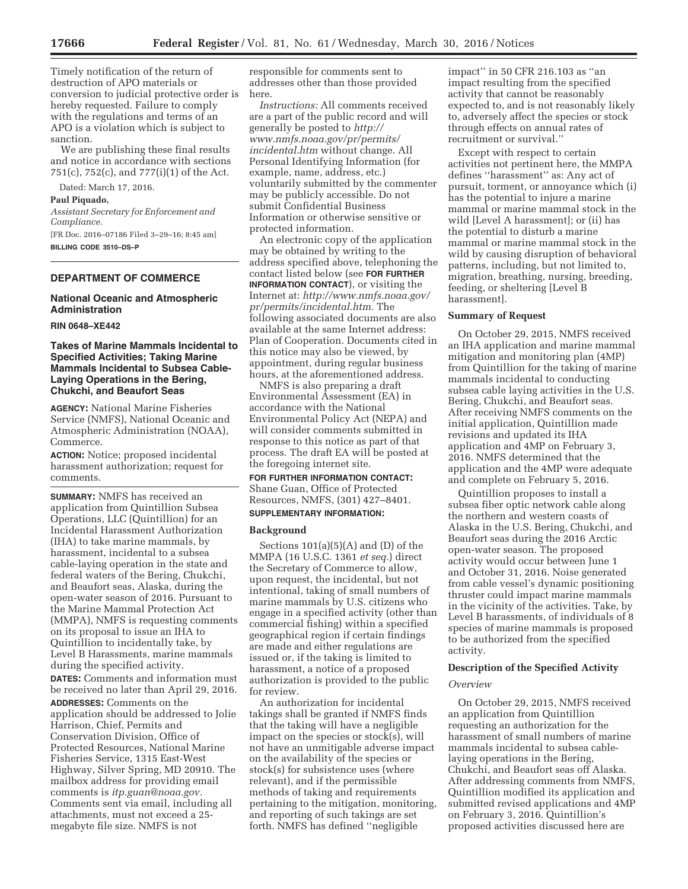Timely notification of the return of destruction of APO materials or conversion to judicial protective order is hereby requested. Failure to comply with the regulations and terms of an APO is a violation which is subject to sanction.

We are publishing these final results and notice in accordance with sections 751(c), 752(c), and 777(i)(1) of the Act.

Dated: March 17, 2016.

**Paul Piquado,**

*Assistant Secretary for Enforcement and Compliance.*

[FR Doc. 2016–07186 Filed 3–29–16; 8:45 am]

**BILLING CODE 3510–DS–P**

---

## DEPARTMENT OF COMMERCE

### National Oceanic and Atmospheric Administration

**RIN 0648–XE442**

### Takes of Marine Mammals Incidental to Specified Activities; Taking Marine Mammals Incidental to Subsea Cable-Laying Operations in the Bering, Chukchi, and Beaufort Seas

**AGENCY:** National Marine Fisheries Service (NMFS), National Oceanic and Atmospheric Administration (NOAA), Commerce.

**ACTION:** Notice; proposed incidental harassment authorization; request for comments.

**SUMMARY:** NMFS has received an application from Quintillion Subsea Operations, LLC (Quintillion) for an Incidental Harassment Authorization (IHA) to take marine mammals, by harassment, incidental to a subsea cable-laying operation in the state and federal waters of the Bering, Chukchi, and Beaufort seas, Alaska, during the open-water season of 2016. Pursuant to the Marine Mammal Protection Act (MMPA), NMFS is requesting comments on its proposal to issue an IHA to Quintillion to incidentally take, by Level B Harassments, marine mammals during the specified activity.

**DATES:** Comments and information must be received no later than April 29, 2016.

**ADDRESSES:** Comments on the application should be addressed to Jolie Harrison, Chief, Permits and Conservation Division, Office of Protected Resources, National Marine Fisheries Service, 1315 East-West Highway, Silver Spring, MD 20910. The mailbox address for providing email comments is *itp.guan@noaa.gov.* Comments sent via email, including all attachments, must not exceed a 25-megabyte file size. NMFS is not responsible for comments sent to addresses other than those provided here.

*Instructions:* All comments received are a part of the public record and will generally be posted to *http://www.nmfs.noaa.gov/pr/permits/incidental.htm* without change. All Personal Identifying Information (for example, name, address, etc.) voluntarily submitted by the commenter may be publicly accessible. Do not submit Confidential Business Information or otherwise sensitive or protected information.

An electronic copy of the application may be obtained by writing to the address specified above, telephoning the contact listed below (see **FOR FURTHER INFORMATION CONTACT**), or visiting the Internet at: *http://www.nmfs.noaa.gov/pr/permits/incidental.htm.* The following associated documents are also available at the same Internet address: Plan of Cooperation. Documents cited in this notice may also be viewed, by appointment, during regular business hours, at the aforementioned address.

NMFS is also preparing a draft Environmental Assessment (EA) in accordance with the National Environmental Policy Act (NEPA) and will consider comments submitted in response to this notice as part of that process. The draft EA will be posted at the foregoing internet site.

**FOR FURTHER INFORMATION CONTACT:** Shane Guan, Office of Protected Resources, NMFS, (301) 427–8401.

**SUPPLEMENTARY INFORMATION:**

#### Background

Sections 101(a)(5)(A) and (D) of the MMPA (16 U.S.C. 1361 *et seq.*) direct the Secretary of Commerce to allow, upon request, the incidental, but not intentional, taking of small numbers of marine mammals by U.S. citizens who engage in a specified activity (other than commercial fishing) within a specified geographical region if certain findings are made and either regulations are issued or, if the taking is limited to harassment, a notice of a proposed authorization is provided to the public for review.

An authorization for incidental takings shall be granted if NMFS finds that the taking will have a negligible impact on the species or stock(s), will not have an unmitigable adverse impact on the availability of the species or stock(s) for subsistence uses (where relevant), and if the permissible methods of taking and requirements pertaining to the mitigation, monitoring, and reporting of such takings are set forth. NMFS has defined ''negligible impact'' in 50 CFR 216.103 as ''an impact resulting from the specified activity that cannot be reasonably expected to, and is not reasonably likely to, adversely affect the species or stock through effects on annual rates of recruitment or survival.''

Except with respect to certain activities not pertinent here, the MMPA defines ''harassment'' as: Any act of pursuit, torment, or annoyance which (i) has the potential to injure a marine mammal or marine mammal stock in the wild [Level A harassment]; or (ii) has the potential to disturb a marine mammal or marine mammal stock in the wild by causing disruption of behavioral patterns, including, but not limited to, migration, breathing, nursing, breeding, feeding, or sheltering [Level B harassment].

#### Summary of Request

On October 29, 2015, NMFS received an IHA application and marine mammal mitigation and monitoring plan (4MP) from Quintillion for the taking of marine mammals incidental to conducting subsea cable laying activities in the U.S. Bering, Chukchi, and Beaufort seas. After receiving NMFS comments on the initial application, Quintillion made revisions and updated its IHA application and 4MP on February 3, 2016. NMFS determined that the application and the 4MP were adequate and complete on February 5, 2016.

Quintillion proposes to install a subsea fiber optic network cable along the northern and western coasts of Alaska in the U.S. Bering, Chukchi, and Beaufort seas during the 2016 Arctic open-water season. The proposed activity would occur between June 1 and October 31, 2016. Noise generated from cable vessel's dynamic positioning thruster could impact marine mammals in the vicinity of the activities. Take, by Level B harassments, of individuals of 8 species of marine mammals is proposed to be authorized from the specified activity.

#### Description of the Specified Activity

*Overview*

On October 29, 2015, NMFS received an application from Quintillion requesting an authorization for the harassment of small numbers of marine mammals incidental to subsea cable-laying operations in the Bering, Chukchi, and Beaufort seas off Alaska. After addressing comments from NMFS, Quintillion modified its application and submitted revised applications and 4MP on February 3, 2016. Quintillion's proposed activities discussed here are